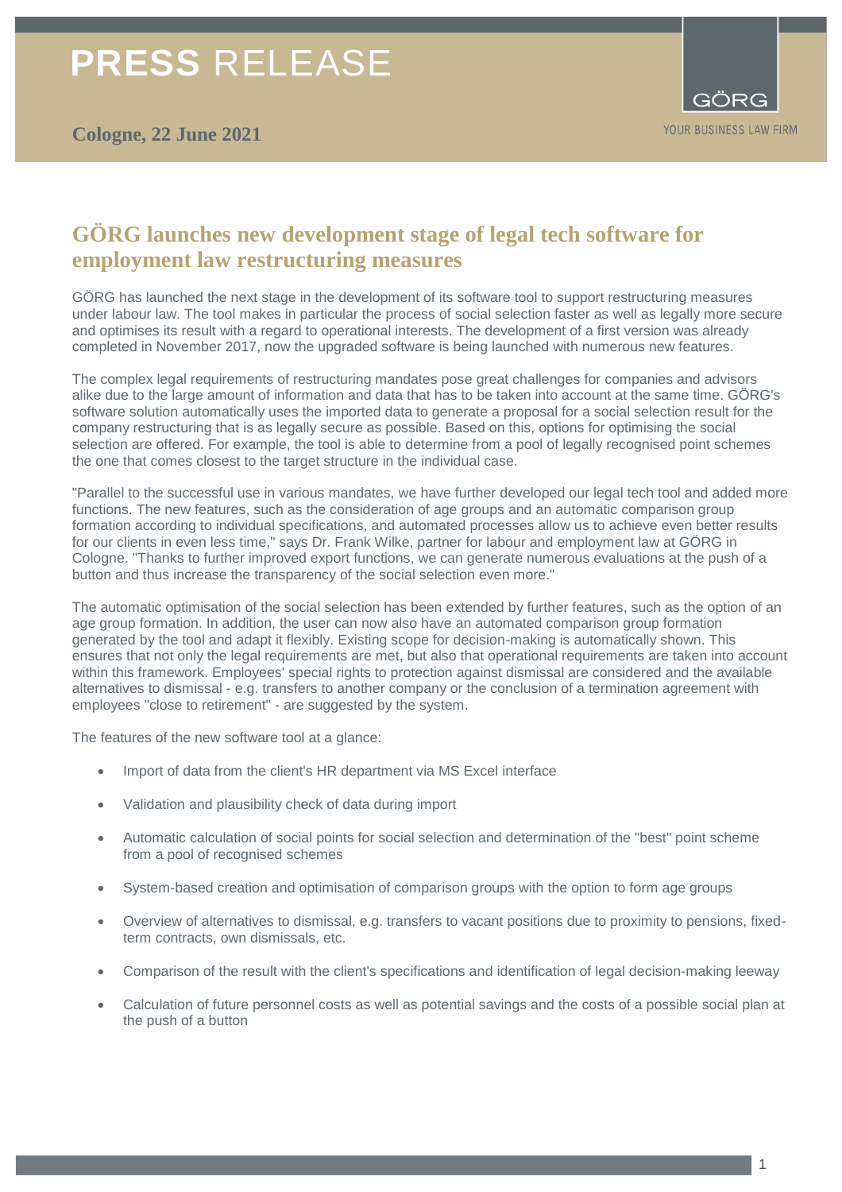# PRESS RELEASE

**Cologne, 22 June 2021**

GÖRG

YOUR BUSINESS LAW FIRM

## GÖRG launches new development stage of legal tech software for employment law restructuring measures

GÖRG has launched the next stage in the development of its software tool to support restructuring measures under labour law. The tool makes in particular the process of social selection faster as well as legally more secure and optimises its result with a regard to operational interests. The development of a first version was already completed in November 2017, now the upgraded software is being launched with numerous new features.

The complex legal requirements of restructuring mandates pose great challenges for companies and advisors alike due to the large amount of information and data that has to be taken into account at the same time. GÖRG's software solution automatically uses the imported data to generate a proposal for a social selection result for the company restructuring that is as legally secure as possible. Based on this, options for optimising the social selection are offered. For example, the tool is able to determine from a pool of legally recognised point schemes the one that comes closest to the target structure in the individual case.

"Parallel to the successful use in various mandates, we have further developed our legal tech tool and added more functions. The new features, such as the consideration of age groups and an automatic comparison group formation according to individual specifications, and automated processes allow us to achieve even better results for our clients in even less time," says Dr. Frank Wilke, partner for labour and employment law at GÖRG in Cologne. "Thanks to further improved export functions, we can generate numerous evaluations at the push of a button and thus increase the transparency of the social selection even more."

The automatic optimisation of the social selection has been extended by further features, such as the option of an age group formation. In addition, the user can now also have an automated comparison group formation generated by the tool and adapt it flexibly. Existing scope for decision-making is automatically shown. This ensures that not only the legal requirements are met, but also that operational requirements are taken into account within this framework. Employees' special rights to protection against dismissal are considered and the available alternatives to dismissal - e.g. transfers to another company or the conclusion of a termination agreement with employees "close to retirement" - are suggested by the system.

The features of the new software tool at a glance:

- Import of data from the client's HR department via MS Excel interface
- Validation and plausibility check of data during import
- Automatic calculation of social points for social selection and determination of the "best" point scheme from a pool of recognised schemes
- System-based creation and optimisation of comparison groups with the option to form age groups
- Overview of alternatives to dismissal, e.g. transfers to vacant positions due to proximity to pensions, fixed-term contracts, own dismissals, etc.
- Comparison of the result with the client's specifications and identification of legal decision-making leeway
- Calculation of future personnel costs as well as potential savings and the costs of a possible social plan at the push of a button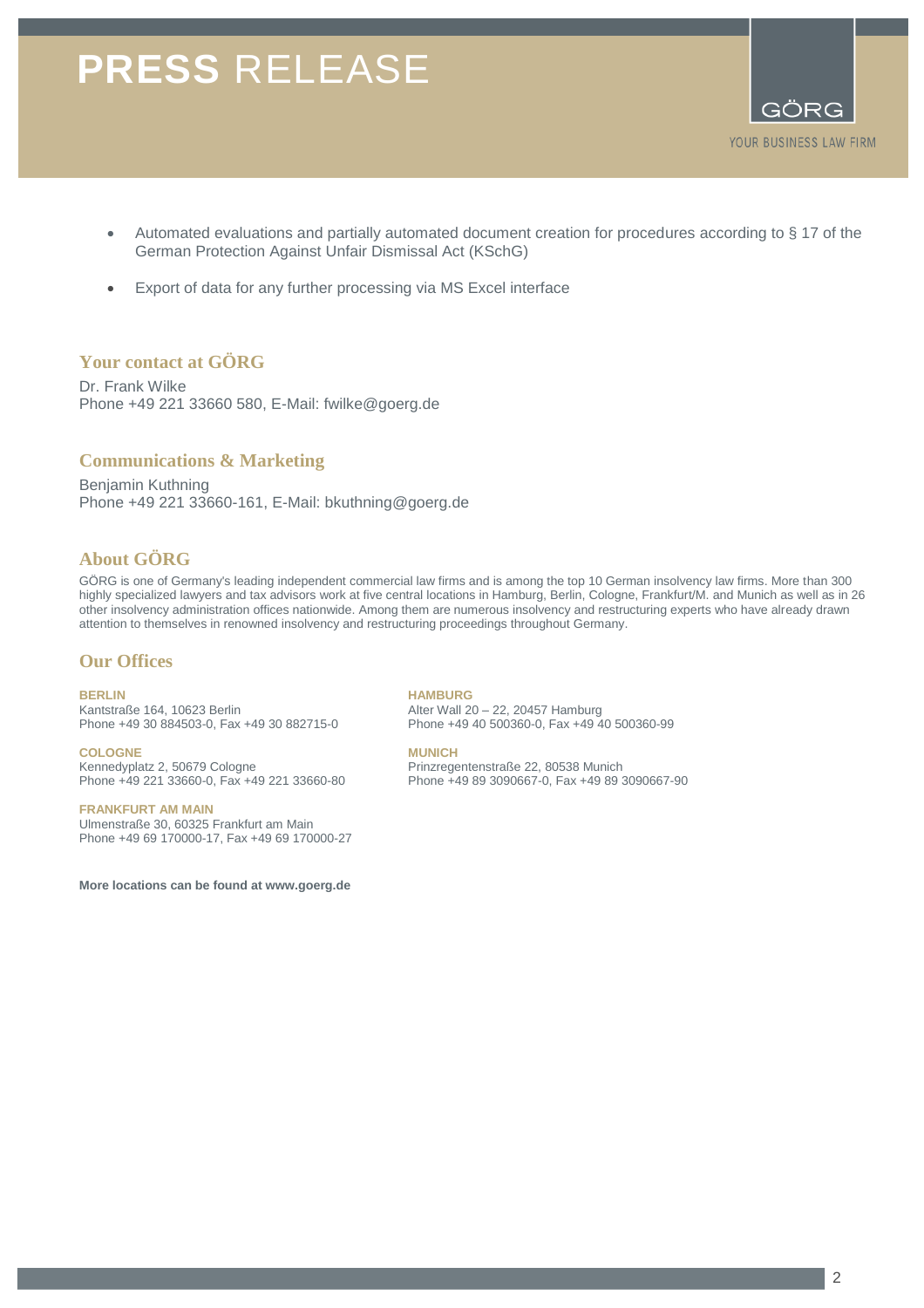- Automated evaluations and partially automated document creation for procedures according to § 17 of the German Protection Against Unfair Dismissal Act (KSchG)
- Export of data for any further processing via MS Excel interface

## Your contact at GÖRG

Dr. Frank Wilke
Phone +49 221 33660 580, E-Mail: fwilke@goerg.de

## Communications & Marketing

Benjamin Kuthning
Phone +49 221 33660-161, E-Mail: bkuthning@goerg.de

## About GÖRG

GÖRG is one of Germany's leading independent commercial law firms and is among the top 10 German insolvency law firms. More than 300 highly specialized lawyers and tax advisors work at five central locations in Hamburg, Berlin, Cologne, Frankfurt/M. and Munich as well as in 26 other insolvency administration offices nationwide. Among them are numerous insolvency and restructuring experts who have already drawn attention to themselves in renowned insolvency and restructuring proceedings throughout Germany.

## Our Offices

**BERLIN**
Kantstraße 164, 10623 Berlin
Phone +49 30 884503-0, Fax +49 30 882715-0

**COLOGNE**
Kennedyplatz 2, 50679 Cologne
Phone +49 221 33660-0, Fax +49 221 33660-80

**FRANKFURT AM MAIN**
Ulmenstraße 30, 60325 Frankfurt am Main
Phone +49 69 170000-17, Fax +49 69 170000-27

**HAMBURG**
Alter Wall 20 – 22, 20457 Hamburg
Phone +49 40 500360-0, Fax +49 40 500360-99

**MUNICH**
Prinzregentenstraße 22, 80538 Munich
Phone +49 89 3090667-0, Fax +49 89 3090667-90

**More locations can be found at www.goerg.de**